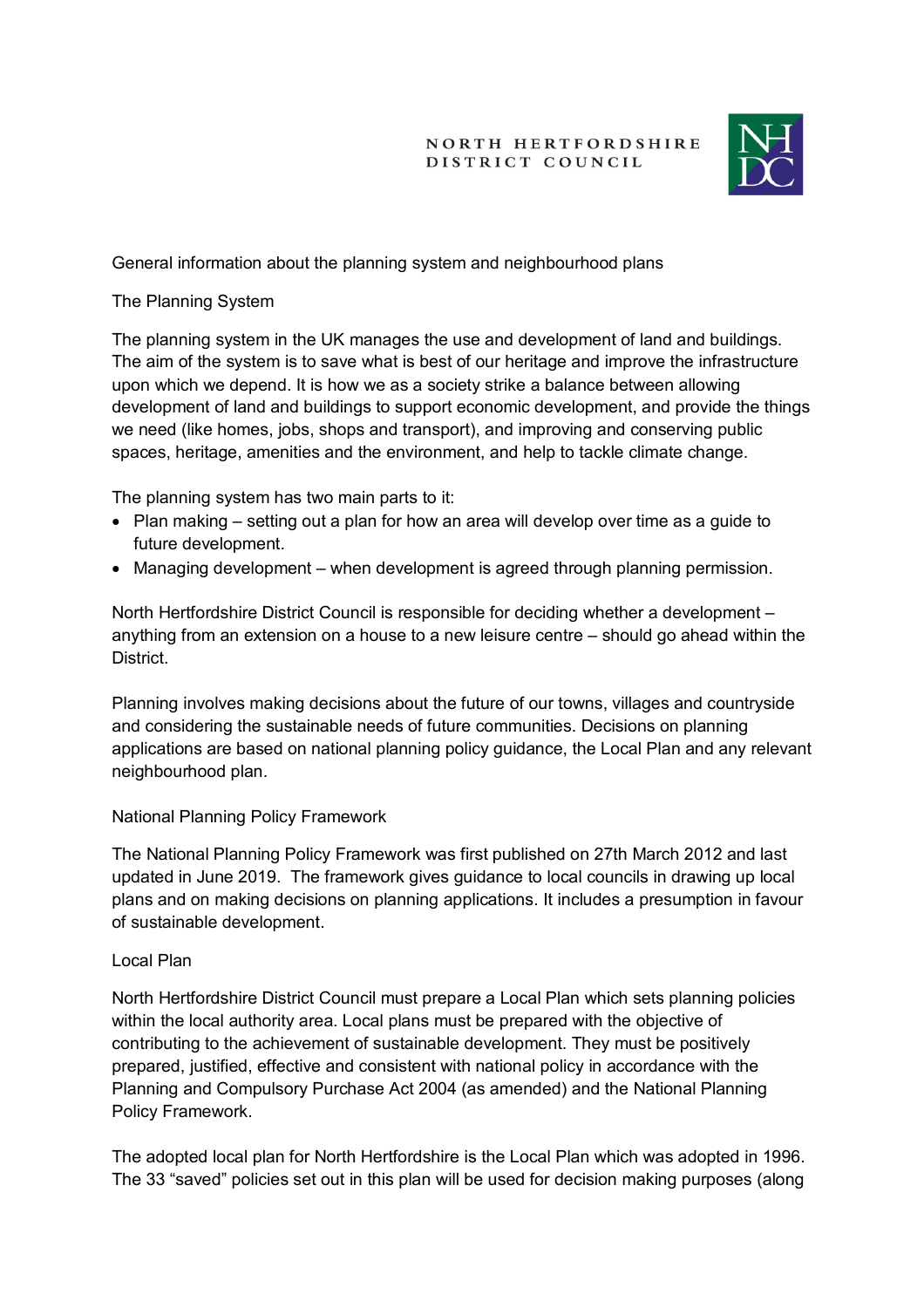NORTH HERTFORDSHIRE DISTRICT COUNCIL

# General information about the planning system and neighbourhood plans

## The Planning System

The planning system in the UK manages the use and development of land and buildings. The aim of the system is to save what is best of our heritage and improve the infrastructure upon which we depend. It is how we as a society strike a balance between allowing development of land and buildings to support economic development, and provide the things we need (like homes, jobs, shops and transport), and improving and conserving public spaces, heritage, amenities and the environment, and help to tackle climate change.

The planning system has two main parts to it:

- Plan making – setting out a plan for how an area will develop over time as a guide to future development.
- Managing development – when development is agreed through planning permission.

North Hertfordshire District Council is responsible for deciding whether a development – anything from an extension on a house to a new leisure centre – should go ahead within the District.

Planning involves making decisions about the future of our towns, villages and countryside and considering the sustainable needs of future communities. Decisions on planning applications are based on national planning policy guidance, the Local Plan and any relevant neighbourhood plan.

## National Planning Policy Framework

The National Planning Policy Framework was first published on 27th March 2012 and last updated in June 2019. The framework gives guidance to local councils in drawing up local plans and on making decisions on planning applications. It includes a presumption in favour of sustainable development.

## Local Plan

North Hertfordshire District Council must prepare a Local Plan which sets planning policies within the local authority area. Local plans must be prepared with the objective of contributing to the achievement of sustainable development. They must be positively prepared, justified, effective and consistent with national policy in accordance with the Planning and Compulsory Purchase Act 2004 (as amended) and the National Planning Policy Framework.

The adopted local plan for North Hertfordshire is the Local Plan which was adopted in 1996. The 33 "saved" policies set out in this plan will be used for decision making purposes (along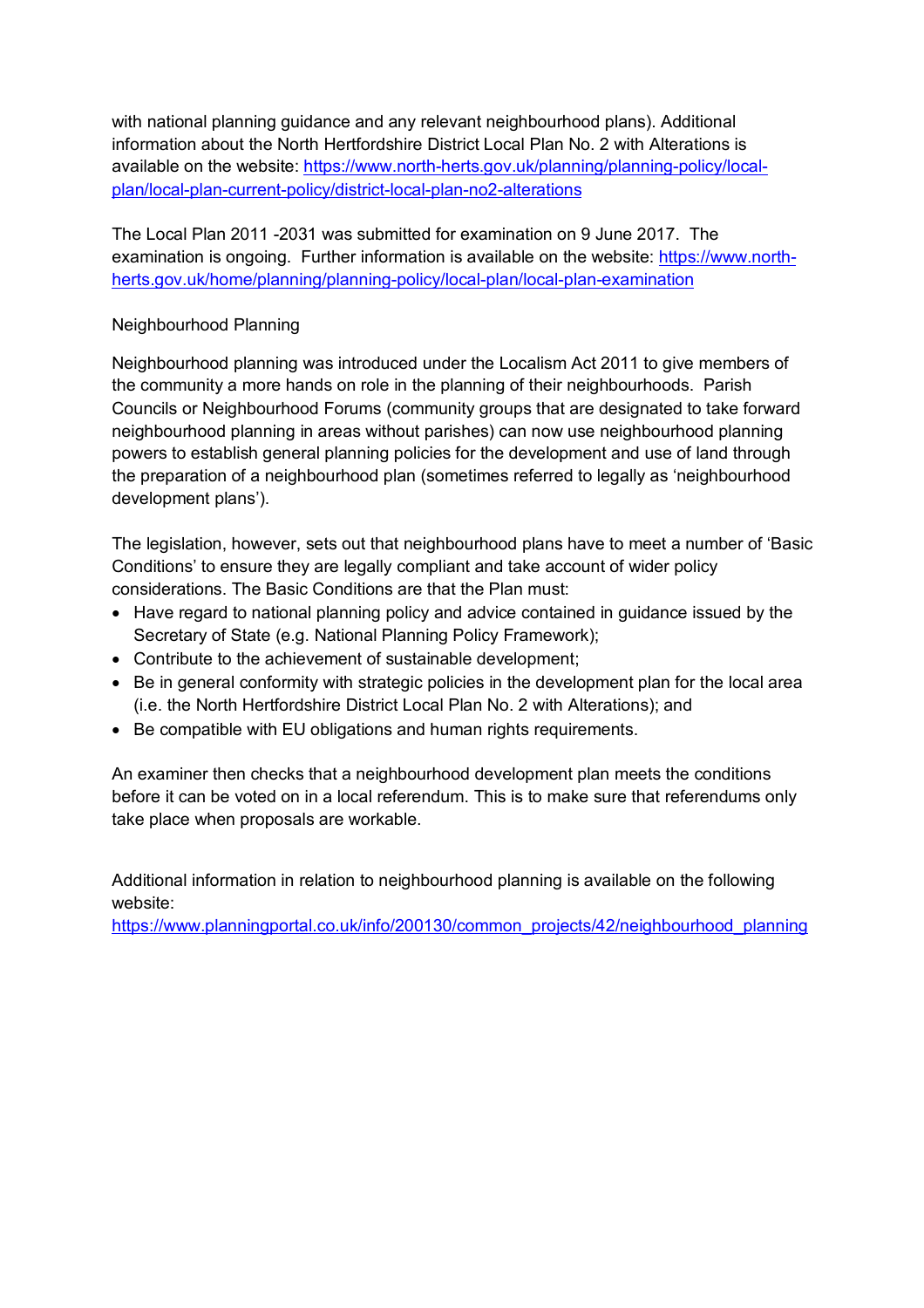with national planning guidance and any relevant neighbourhood plans). Additional information about the North Hertfordshire District Local Plan No. 2 with Alterations is available on the website: [https://www.north-herts.gov.uk/planning/planning-policy/local-plan/local-plan-current-policy/district-local-plan-no2-alterations](https://www.north-herts.gov.uk/planning/planning-policy/local-plan/local-plan-current-policy/district-local-plan-no2-alterations)

The Local Plan 2011 -2031 was submitted for examination on 9 June 2017. The examination is ongoing. Further information is available on the website: [https://www.north-herts.gov.uk/home/planning/planning-policy/local-plan/local-plan-examination](https://www.north-herts.gov.uk/home/planning/planning-policy/local-plan/local-plan-examination)

Neighbourhood Planning

Neighbourhood planning was introduced under the Localism Act 2011 to give members of the community a more hands on role in the planning of their neighbourhoods. Parish Councils or Neighbourhood Forums (community groups that are designated to take forward neighbourhood planning in areas without parishes) can now use neighbourhood planning powers to establish general planning policies for the development and use of land through the preparation of a neighbourhood plan (sometimes referred to legally as 'neighbourhood development plans').

The legislation, however, sets out that neighbourhood plans have to meet a number of 'Basic Conditions' to ensure they are legally compliant and take account of wider policy considerations. The Basic Conditions are that the Plan must:

- Have regard to national planning policy and advice contained in guidance issued by the Secretary of State (e.g. National Planning Policy Framework);
- Contribute to the achievement of sustainable development;
- Be in general conformity with strategic policies in the development plan for the local area (i.e. the North Hertfordshire District Local Plan No. 2 with Alterations); and
- Be compatible with EU obligations and human rights requirements.

An examiner then checks that a neighbourhood development plan meets the conditions before it can be voted on in a local referendum. This is to make sure that referendums only take place when proposals are workable.

Additional information in relation to neighbourhood planning is available on the following website:
[https://www.planningportal.co.uk/info/200130/common_projects/42/neighbourhood_planning](https://www.planningportal.co.uk/info/200130/common_projects/42/neighbourhood_planning)